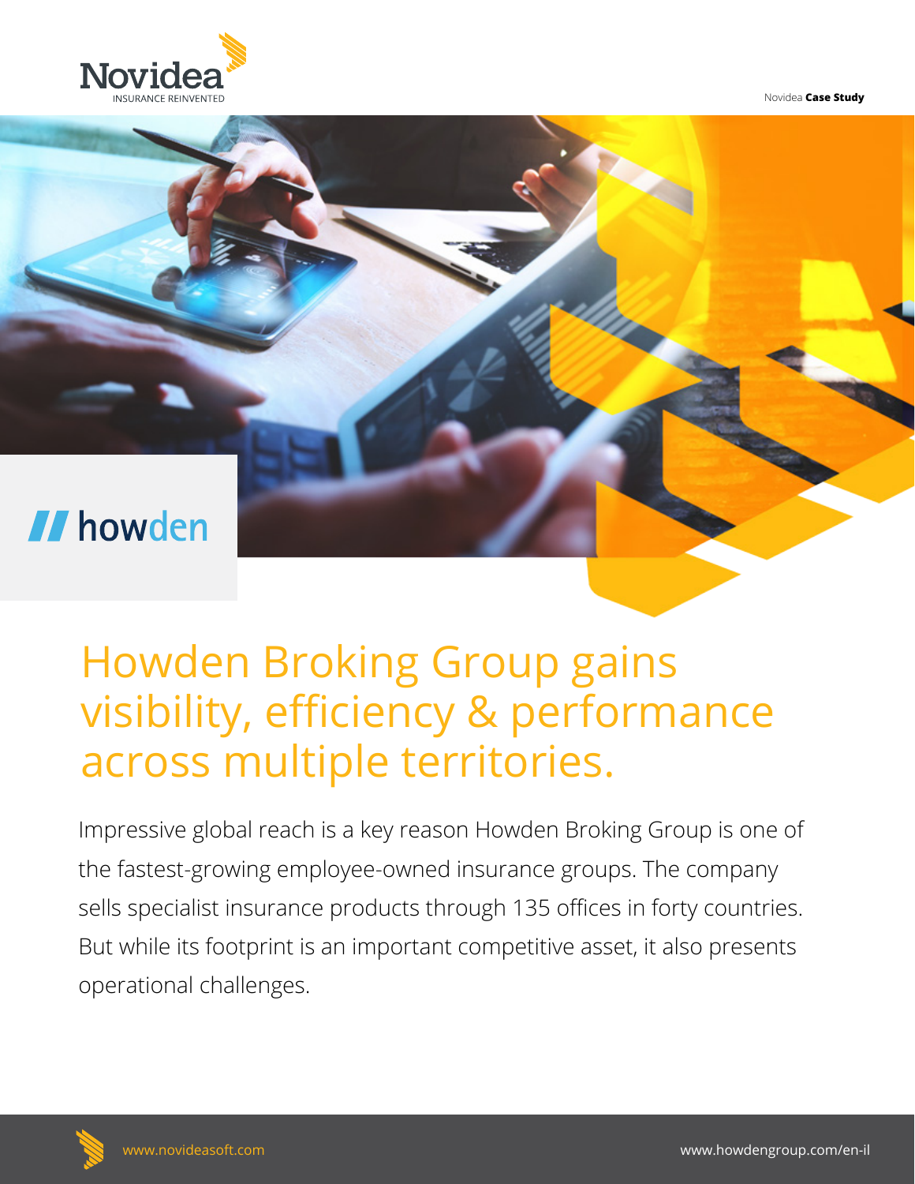Novidea **Case Study**

# Howden Broking Group gains visibility, efficiency & performance across multiple territories.

Impressive global reach is a key reason Howden Broking Group is one of the fastest-growing employee-owned insurance groups. The company sells specialist insurance products through 135 offices in forty countries. But while its footprint is an important competitive asset, it also presents operational challenges.

www.novideasoft.com

www.howdengroup.com/en-il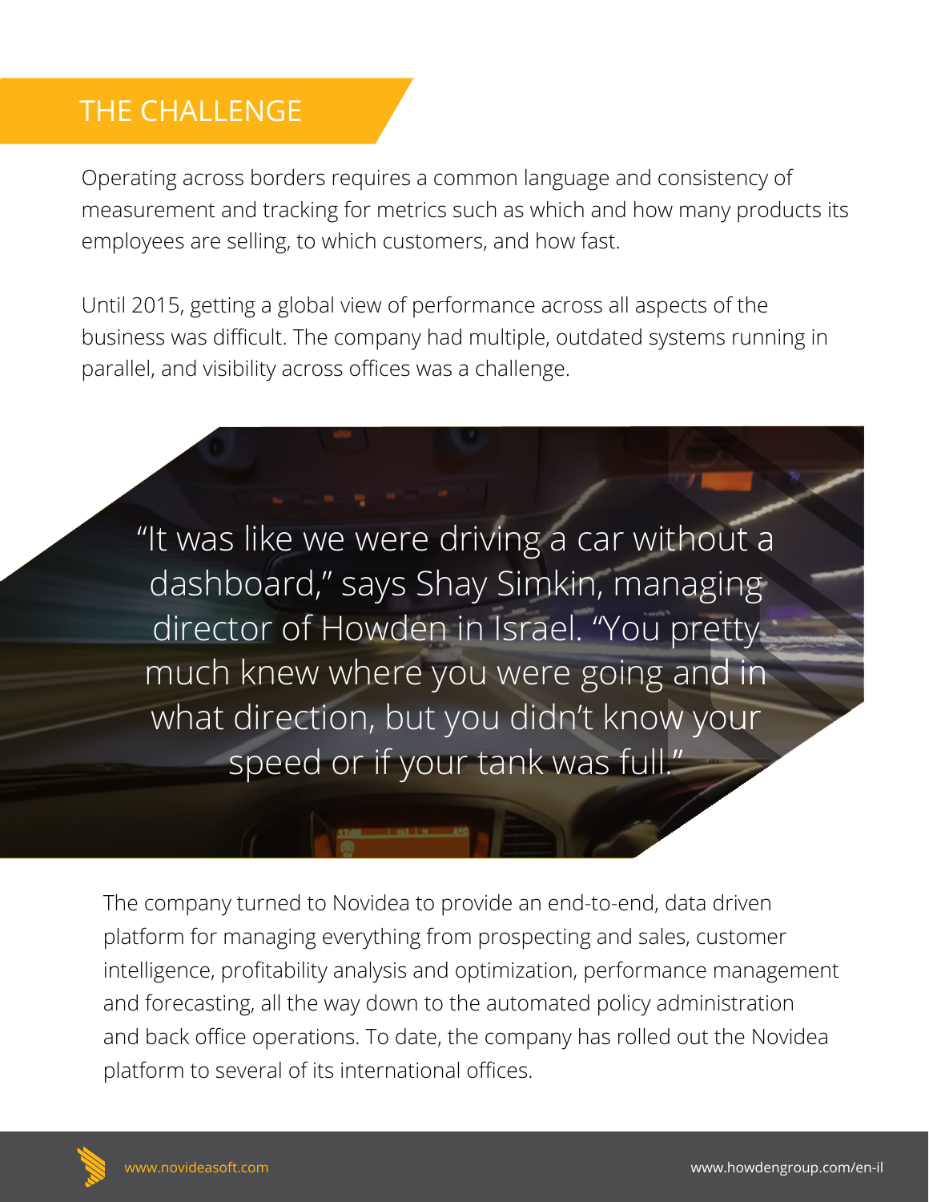## THE CHALLENGE

Operating across borders requires a common language and consistency of measurement and tracking for metrics such as which and how many products its employees are selling, to which customers, and how fast.

Until 2015, getting a global view of performance across all aspects of the business was difficult. The company had multiple, outdated systems running in parallel, and visibility across offices was a challenge.

> "It was like we were driving a car without a dashboard," says Shay Simkin, managing director of Howden in Israel. "You pretty much knew where you were going and in what direction, but you didn't know your speed or if your tank was full."

The company turned to Novidea to provide an end-to-end, data driven platform for managing everything from prospecting and sales, customer intelligence, profitability analysis and optimization, performance management and forecasting, all the way down to the automated policy administration and back office operations. To date, the company has rolled out the Novidea platform to several of its international offices.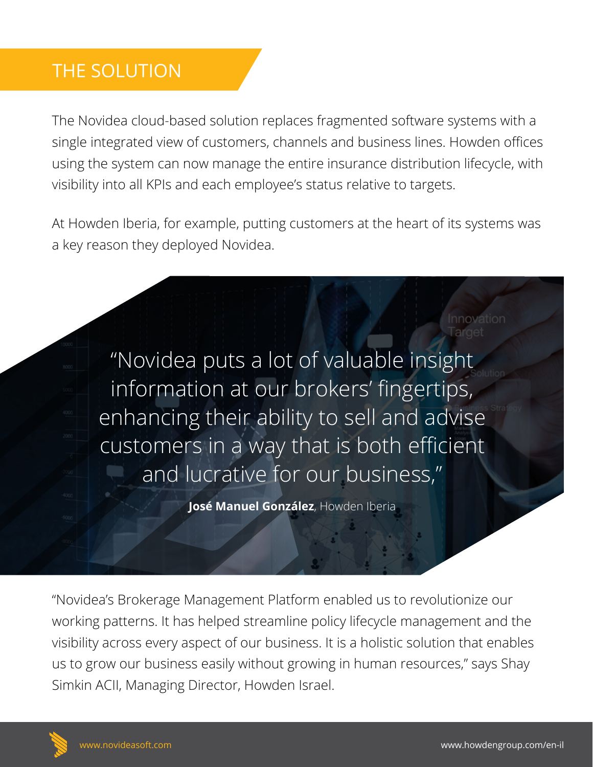## THE SOLUTION

The Novidea cloud-based solution replaces fragmented software systems with a single integrated view of customers, channels and business lines. Howden offices using the system can now manage the entire insurance distribution lifecycle, with visibility into all KPIs and each employee's status relative to targets.

At Howden Iberia, for example, putting customers at the heart of its systems was a key reason they deployed Novidea.

> "Novidea puts a lot of valuable insight information at our brokers' fingertips, enhancing their ability to sell and advise customers in a way that is both efficient and lucrative for our business,"
>
> **José Manuel González**, Howden Iberia

"Novidea's Brokerage Management Platform enabled us to revolutionize our working patterns. It has helped streamline policy lifecycle management and the visibility across every aspect of our business. It is a holistic solution that enables us to grow our business easily without growing in human resources," says Shay Simkin ACII, Managing Director, Howden Israel.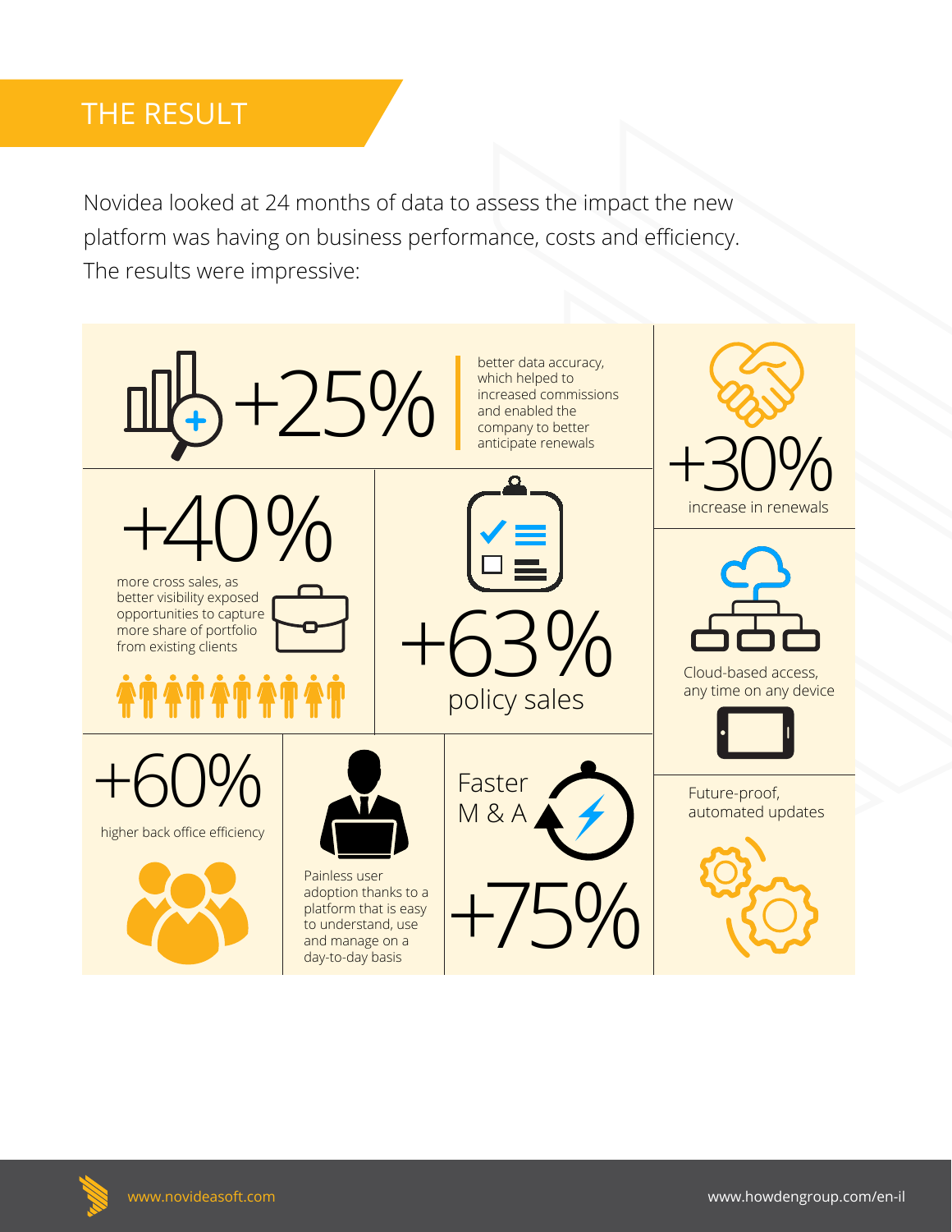## THE RESULT

Novidea looked at 24 months of data to assess the impact the new platform was having on business performance, costs and efficiency. The results were impressive:

**+25%** better data accuracy, which helped to increased commissions and enabled the company to better anticipate renewals

**+30%** increase in renewals

**+40%** more cross sales, as better visibility exposed opportunities to capture more share of portfolio from existing clients

**+63%** policy sales

Cloud-based access, any time on any device

**+60%** higher back office efficiency

Painless user adoption thanks to a platform that is easy to understand, use and manage on a day-to-day basis

Faster M & A **+75%**

Future-proof, automated updates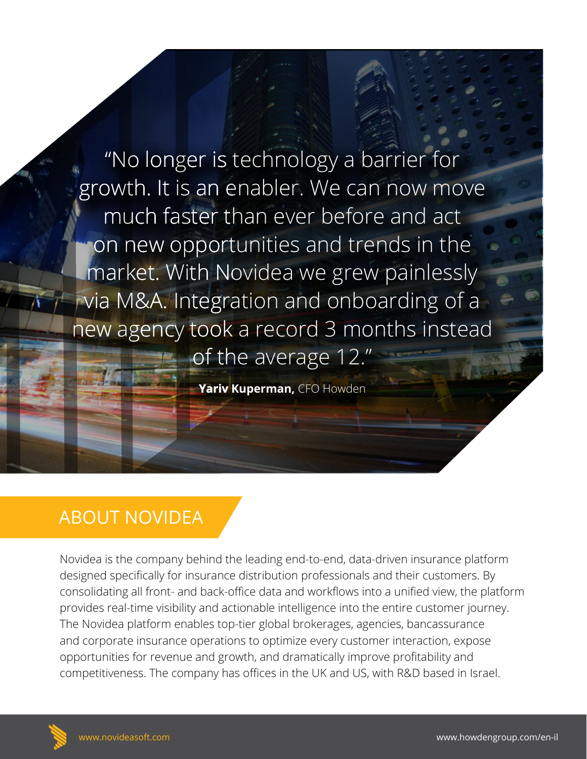> "No longer is technology a barrier for growth. It is an enabler. We can now move much faster than ever before and act on new opportunities and trends in the market. With Novidea we grew painlessly via M&A. Integration and onboarding of a new agency took a record 3 months instead of the average 12."
>
> **Yariv Kuperman,** CFO Howden

## ABOUT NOVIDEA

Novidea is the company behind the leading end-to-end, data-driven insurance platform designed specifically for insurance distribution professionals and their customers. By consolidating all front- and back-office data and workflows into a unified view, the platform provides real-time visibility and actionable intelligence into the entire customer journey. The Novidea platform enables top-tier global brokerages, agencies, bancassurance and corporate insurance operations to optimize every customer interaction, expose opportunities for revenue and growth, and dramatically improve profitability and competitiveness. The company has offices in the UK and US, with R&D based in Israel.

www.novideasoft.com

www.howdengroup.com/en-il